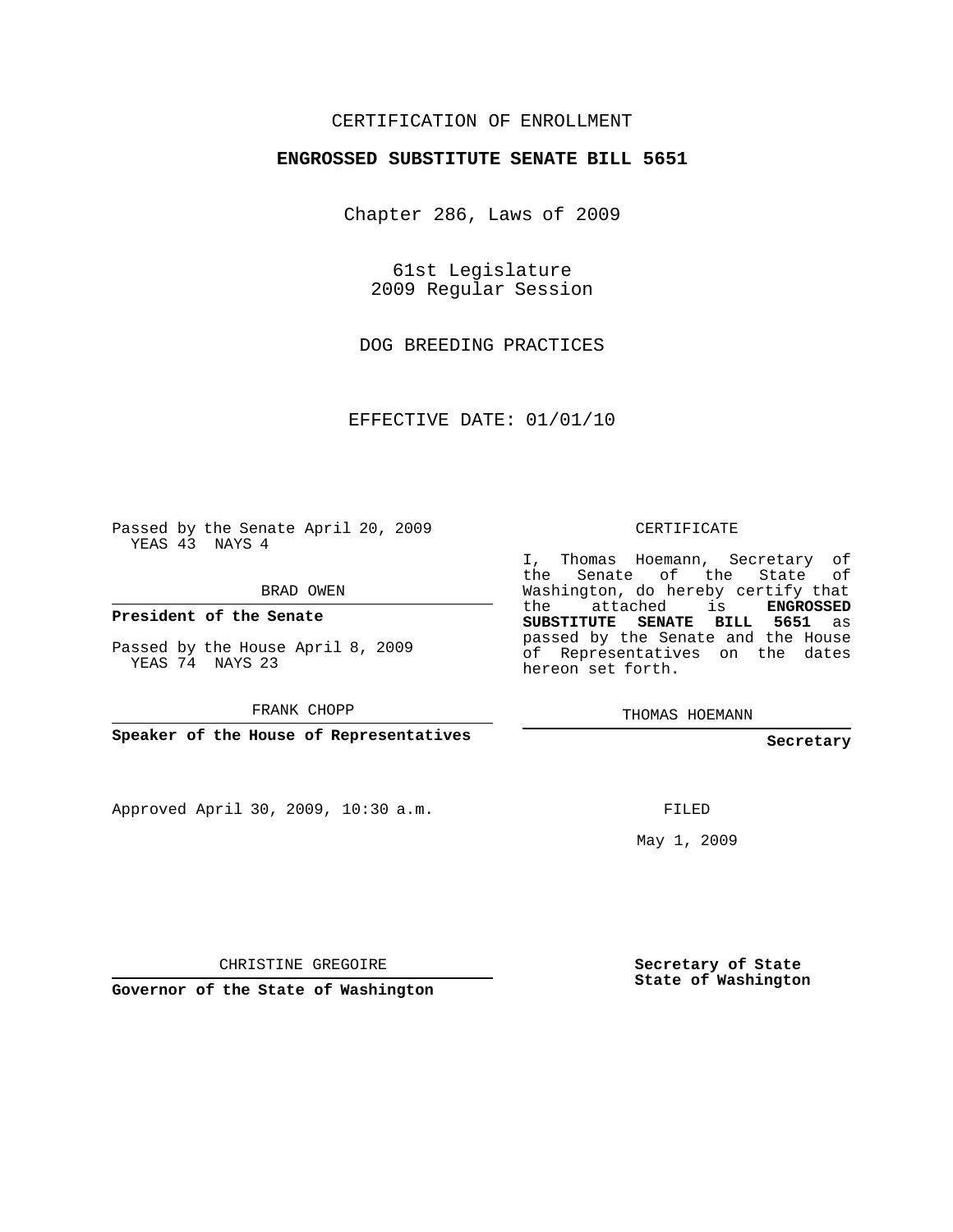CERTIFICATION OF ENROLLMENT

**ENGROSSED SUBSTITUTE SENATE BILL 5651**

Chapter 286, Laws of 2009

61st Legislature
2009 Regular Session

DOG BREEDING PRACTICES

EFFECTIVE DATE: 01/01/10

Passed by the Senate April 20, 2009
YEAS 43 NAYS 4

BRAD OWEN

**President of the Senate**

Passed by the House April 8, 2009
YEAS 74 NAYS 23

FRANK CHOPP

**Speaker of the House of Representatives**

Approved April 30, 2009, 10:30 a.m.

CHRISTINE GREGOIRE

**Governor of the State of Washington**

CERTIFICATE

I, Thomas Hoemann, Secretary of the Senate of the State of Washington, do hereby certify that the attached is **ENGROSSED SUBSTITUTE SENATE BILL 5651** as passed by the Senate and the House of Representatives on the dates hereon set forth.

THOMAS HOEMANN

**Secretary**

FILED

May 1, 2009

**Secretary of State**
**State of Washington**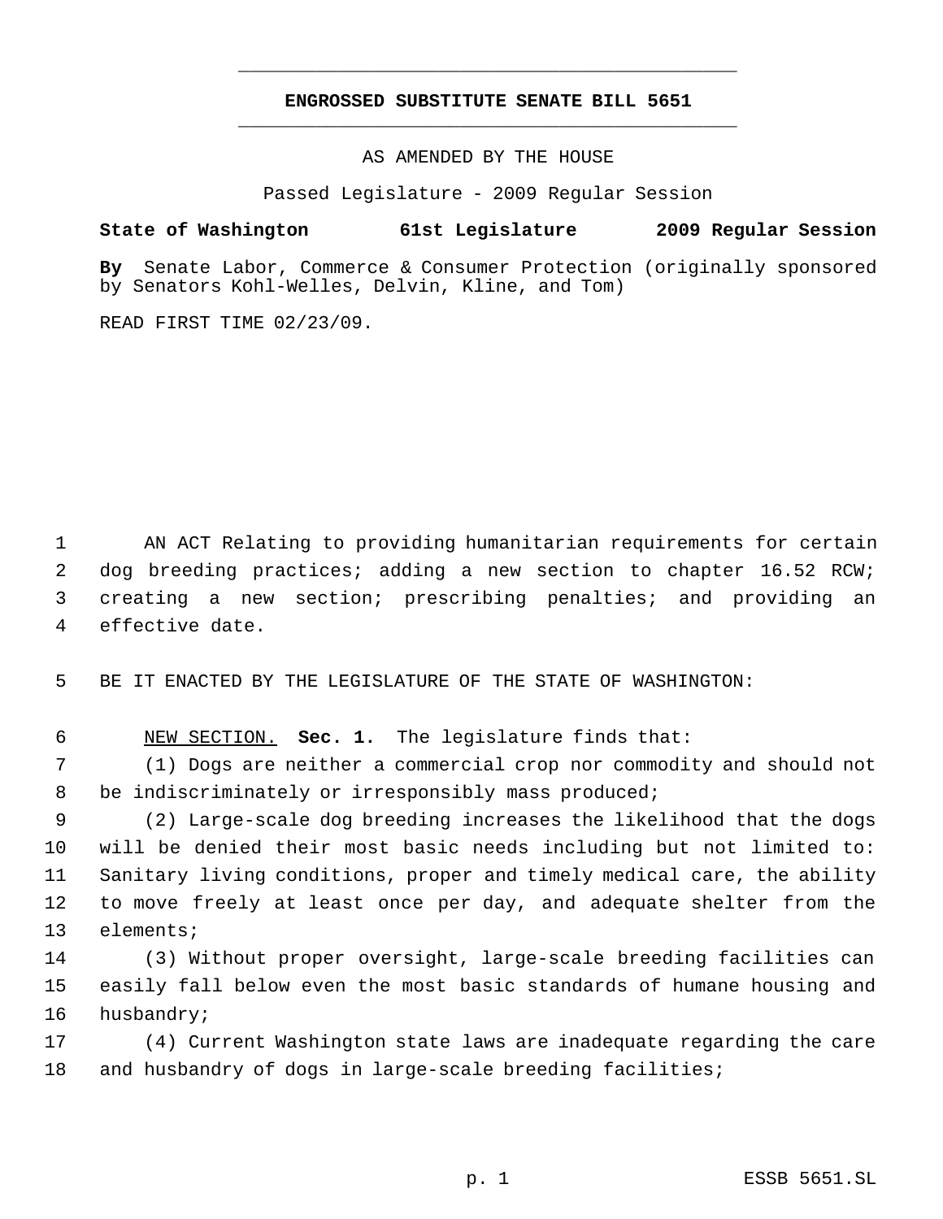# ENGROSSED SUBSTITUTE SENATE BILL 5651

AS AMENDED BY THE HOUSE

Passed Legislature - 2009 Regular Session

**State of Washington 61st Legislature 2009 Regular Session**

**By** Senate Labor, Commerce & Consumer Protection (originally sponsored by Senators Kohl-Welles, Delvin, Kline, and Tom)

READ FIRST TIME 02/23/09.

AN ACT Relating to providing humanitarian requirements for certain dog breeding practices; adding a new section to chapter 16.52 RCW; creating a new section; prescribing penalties; and providing an effective date.

BE IT ENACTED BY THE LEGISLATURE OF THE STATE OF WASHINGTON:

NEW SECTION. **Sec. 1.** The legislature finds that:

(1) Dogs are neither a commercial crop nor commodity and should not be indiscriminately or irresponsibly mass produced;

(2) Large-scale dog breeding increases the likelihood that the dogs will be denied their most basic needs including but not limited to: Sanitary living conditions, proper and timely medical care, the ability to move freely at least once per day, and adequate shelter from the elements;

(3) Without proper oversight, large-scale breeding facilities can easily fall below even the most basic standards of humane housing and husbandry;

(4) Current Washington state laws are inadequate regarding the care and husbandry of dogs in large-scale breeding facilities;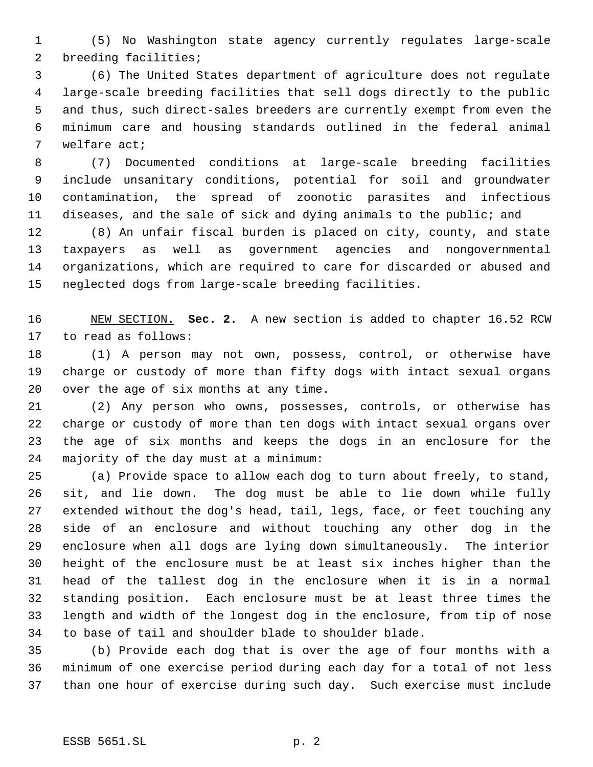(5) No Washington state agency currently regulates large-scale breeding facilities;

(6) The United States department of agriculture does not regulate large-scale breeding facilities that sell dogs directly to the public and thus, such direct-sales breeders are currently exempt from even the minimum care and housing standards outlined in the federal animal welfare act;

(7) Documented conditions at large-scale breeding facilities include unsanitary conditions, potential for soil and groundwater contamination, the spread of zoonotic parasites and infectious diseases, and the sale of sick and dying animals to the public; and

(8) An unfair fiscal burden is placed on city, county, and state taxpayers as well as government agencies and nongovernmental organizations, which are required to care for discarded or abused and neglected dogs from large-scale breeding facilities.

NEW SECTION. **Sec. 2.** A new section is added to chapter 16.52 RCW to read as follows:

(1) A person may not own, possess, control, or otherwise have charge or custody of more than fifty dogs with intact sexual organs over the age of six months at any time.

(2) Any person who owns, possesses, controls, or otherwise has charge or custody of more than ten dogs with intact sexual organs over the age of six months and keeps the dogs in an enclosure for the majority of the day must at a minimum:

(a) Provide space to allow each dog to turn about freely, to stand, sit, and lie down. The dog must be able to lie down while fully extended without the dog's head, tail, legs, face, or feet touching any side of an enclosure and without touching any other dog in the enclosure when all dogs are lying down simultaneously. The interior height of the enclosure must be at least six inches higher than the head of the tallest dog in the enclosure when it is in a normal standing position. Each enclosure must be at least three times the length and width of the longest dog in the enclosure, from tip of nose to base of tail and shoulder blade to shoulder blade.

(b) Provide each dog that is over the age of four months with a minimum of one exercise period during each day for a total of not less than one hour of exercise during such day. Such exercise must include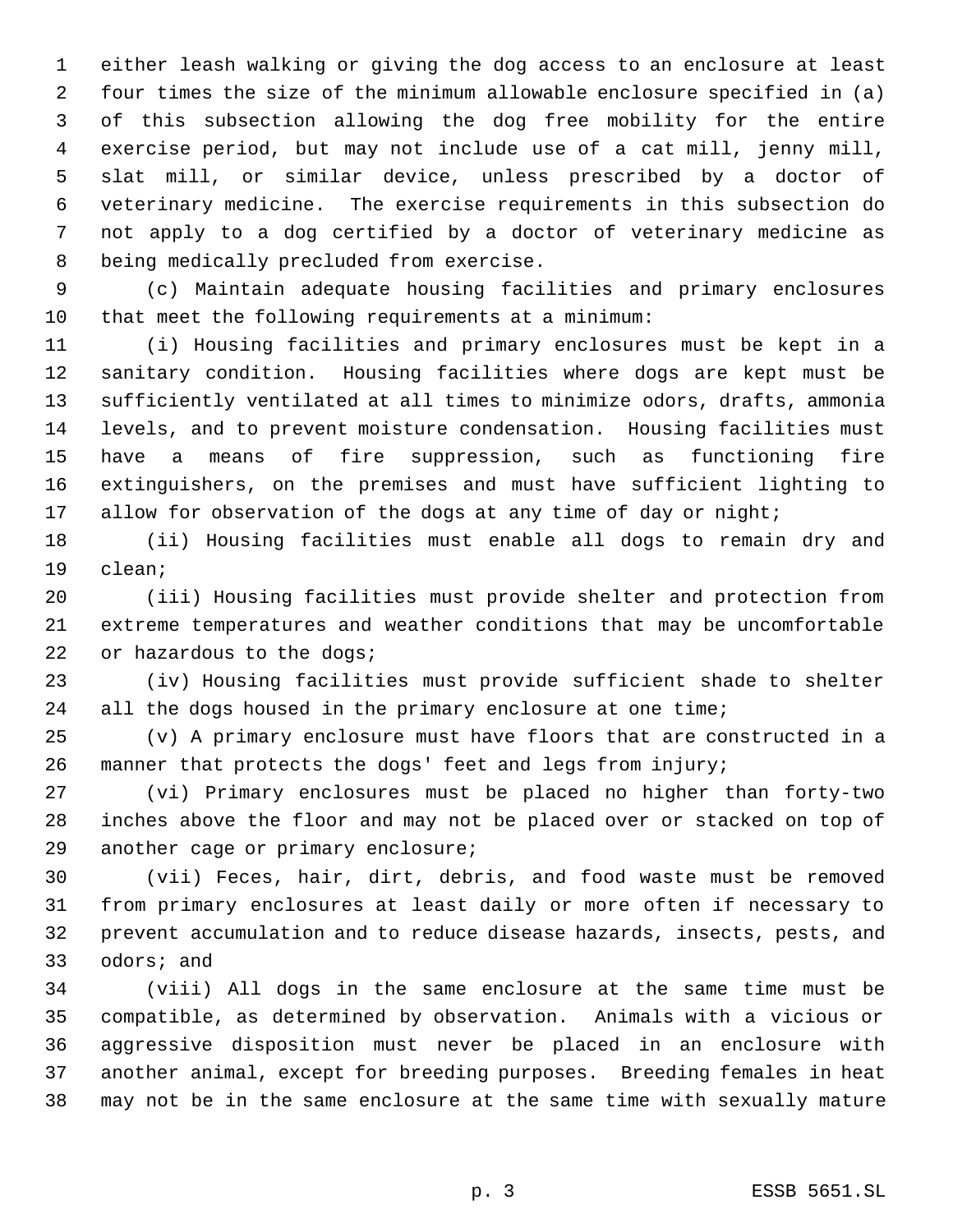either leash walking or giving the dog access to an enclosure at least four times the size of the minimum allowable enclosure specified in (a) of this subsection allowing the dog free mobility for the entire exercise period, but may not include use of a cat mill, jenny mill, slat mill, or similar device, unless prescribed by a doctor of veterinary medicine. The exercise requirements in this subsection do not apply to a dog certified by a doctor of veterinary medicine as being medically precluded from exercise.

(c) Maintain adequate housing facilities and primary enclosures that meet the following requirements at a minimum:

(i) Housing facilities and primary enclosures must be kept in a sanitary condition. Housing facilities where dogs are kept must be sufficiently ventilated at all times to minimize odors, drafts, ammonia levels, and to prevent moisture condensation. Housing facilities must have a means of fire suppression, such as functioning fire extinguishers, on the premises and must have sufficient lighting to allow for observation of the dogs at any time of day or night;

(ii) Housing facilities must enable all dogs to remain dry and clean;

(iii) Housing facilities must provide shelter and protection from extreme temperatures and weather conditions that may be uncomfortable or hazardous to the dogs;

(iv) Housing facilities must provide sufficient shade to shelter all the dogs housed in the primary enclosure at one time;

(v) A primary enclosure must have floors that are constructed in a manner that protects the dogs' feet and legs from injury;

(vi) Primary enclosures must be placed no higher than forty-two inches above the floor and may not be placed over or stacked on top of another cage or primary enclosure;

(vii) Feces, hair, dirt, debris, and food waste must be removed from primary enclosures at least daily or more often if necessary to prevent accumulation and to reduce disease hazards, insects, pests, and odors; and

(viii) All dogs in the same enclosure at the same time must be compatible, as determined by observation. Animals with a vicious or aggressive disposition must never be placed in an enclosure with another animal, except for breeding purposes. Breeding females in heat may not be in the same enclosure at the same time with sexually mature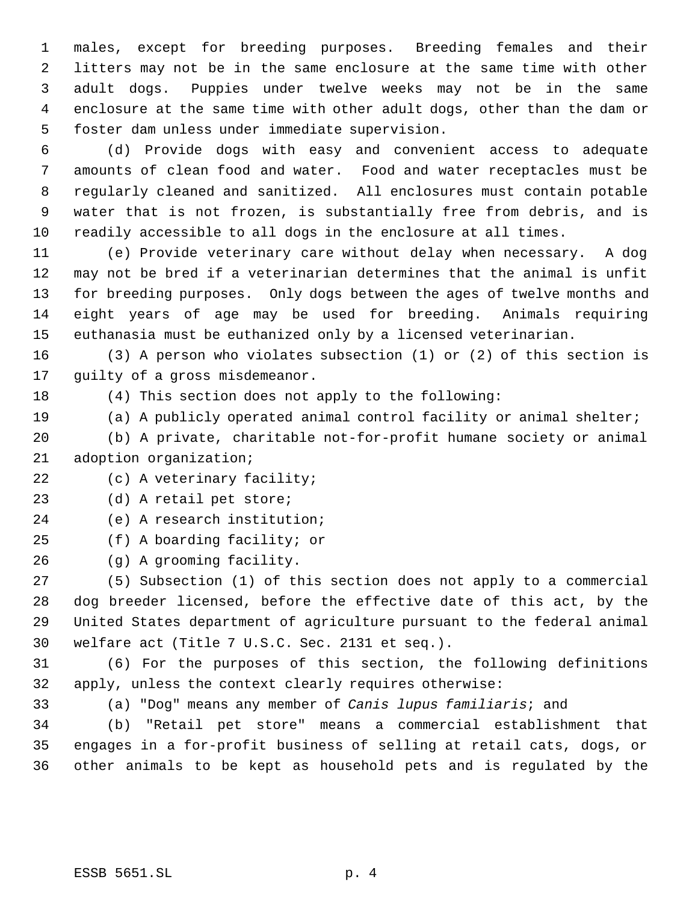males, except for breeding purposes. Breeding females and their litters may not be in the same enclosure at the same time with other adult dogs. Puppies under twelve weeks may not be in the same enclosure at the same time with other adult dogs, other than the dam or foster dam unless under immediate supervision.

(d) Provide dogs with easy and convenient access to adequate amounts of clean food and water. Food and water receptacles must be regularly cleaned and sanitized. All enclosures must contain potable water that is not frozen, is substantially free from debris, and is readily accessible to all dogs in the enclosure at all times.

(e) Provide veterinary care without delay when necessary. A dog may not be bred if a veterinarian determines that the animal is unfit for breeding purposes. Only dogs between the ages of twelve months and eight years of age may be used for breeding. Animals requiring euthanasia must be euthanized only by a licensed veterinarian.

(3) A person who violates subsection (1) or (2) of this section is guilty of a gross misdemeanor.

(4) This section does not apply to the following:

(a) A publicly operated animal control facility or animal shelter;

(b) A private, charitable not-for-profit humane society or animal adoption organization;

(c) A veterinary facility;

(d) A retail pet store;

(e) A research institution;

(f) A boarding facility; or

(g) A grooming facility.

(5) Subsection (1) of this section does not apply to a commercial dog breeder licensed, before the effective date of this act, by the United States department of agriculture pursuant to the federal animal welfare act (Title 7 U.S.C. Sec. 2131 et seq.).

(6) For the purposes of this section, the following definitions apply, unless the context clearly requires otherwise:

(a) "Dog" means any member of *Canis lupus familiaris*; and

(b) "Retail pet store" means a commercial establishment that engages in a for-profit business of selling at retail cats, dogs, or other animals to be kept as household pets and is regulated by the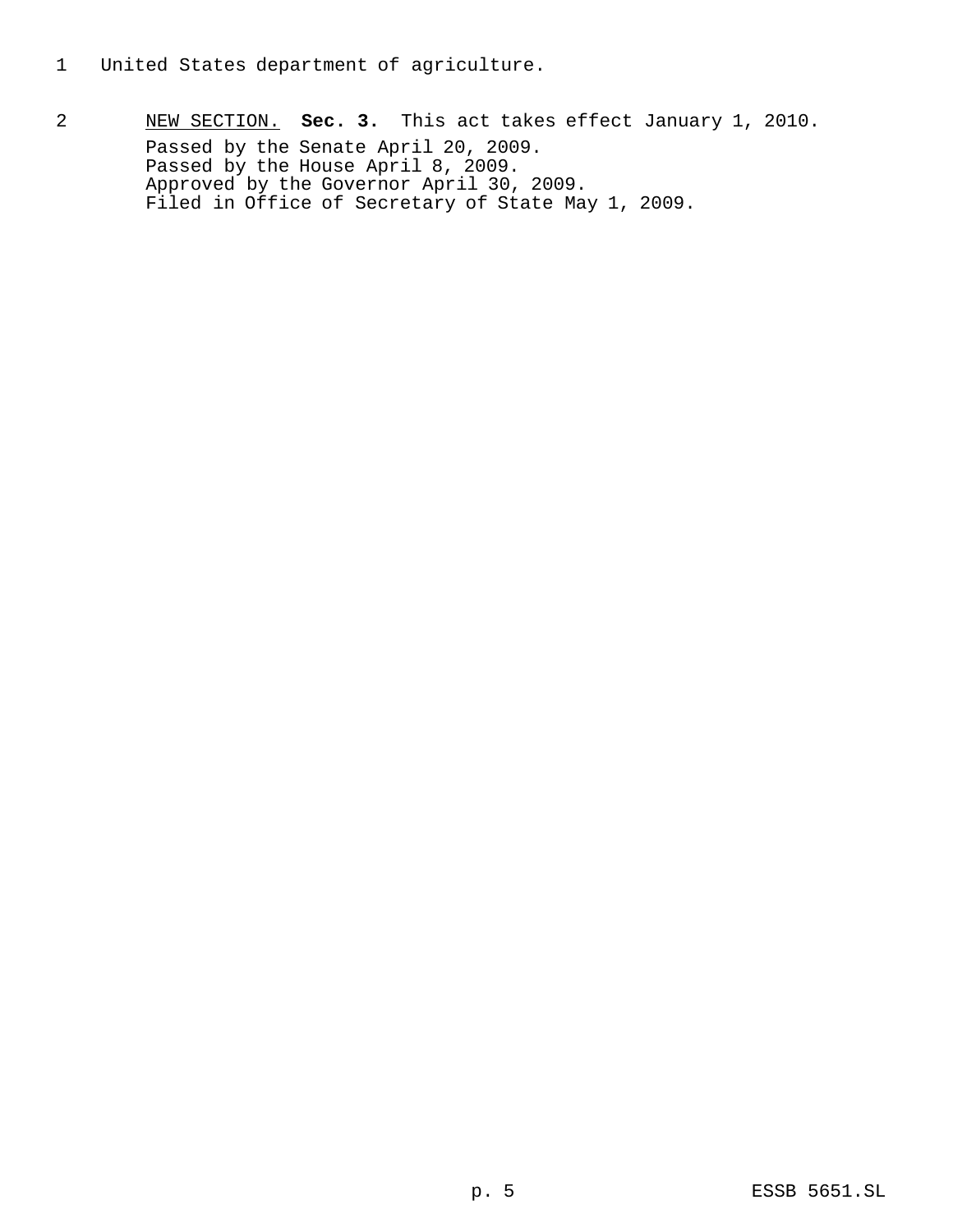United States department of agriculture.

NEW SECTION. **Sec. 3.** This act takes effect January 1, 2010.

Passed by the Senate April 20, 2009.
Passed by the House April 8, 2009.
Approved by the Governor April 30, 2009.
Filed in Office of Secretary of State May 1, 2009.